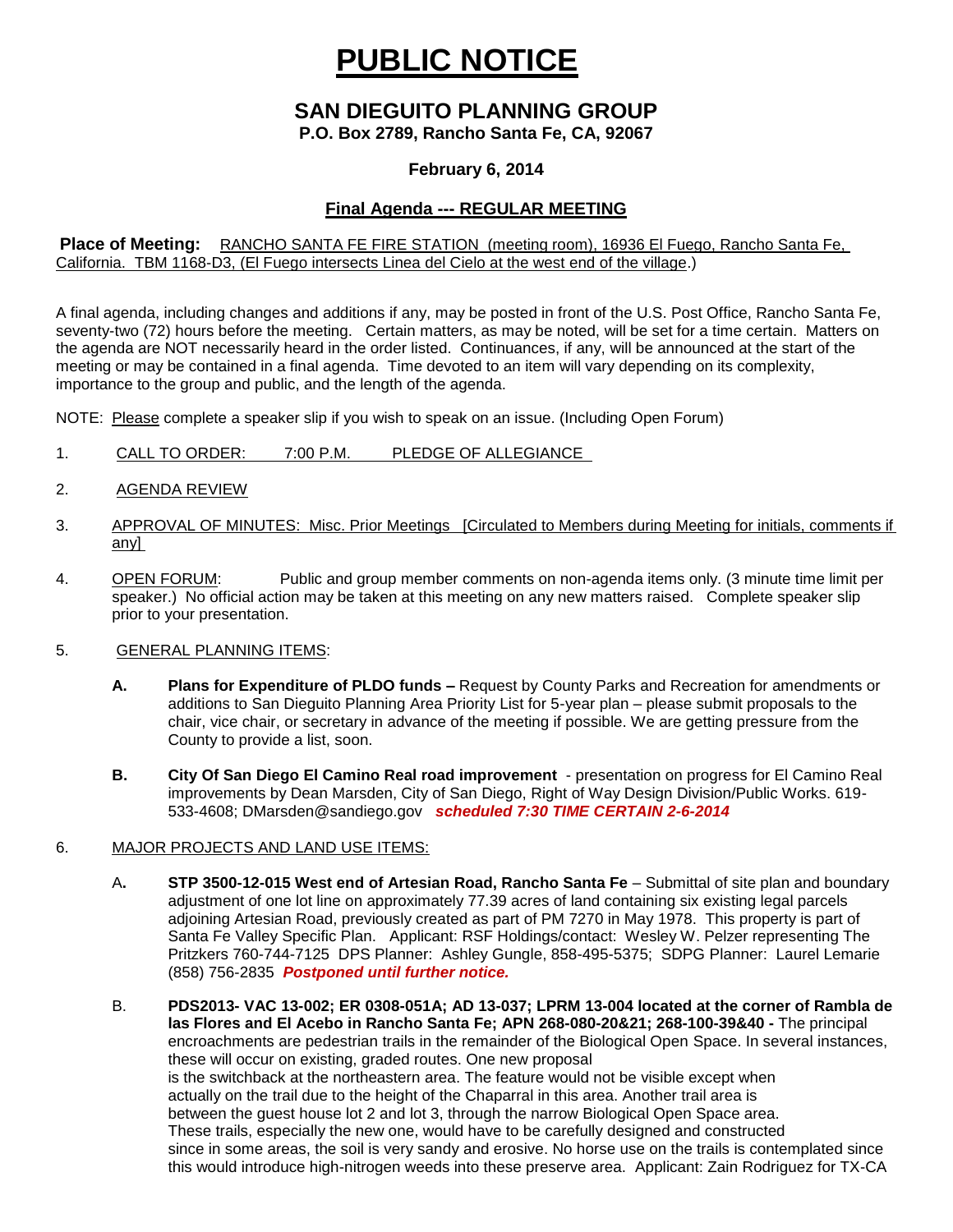# PUBLIC NOTICE

## SAN DIEGUITO PLANNING GROUP

**P.O. Box 2789, Rancho Santa Fe, CA, 92067**

**February 6, 2014**

**Final Agenda --- REGULAR MEETING**

**Place of Meeting:** RANCHO SANTA FE FIRE STATION (meeting room), 16936 El Fuego, Rancho Santa Fe, California. TBM 1168-D3, (El Fuego intersects Linea del Cielo at the west end of the village.)

A final agenda, including changes and additions if any, may be posted in front of the U.S. Post Office, Rancho Santa Fe, seventy-two (72) hours before the meeting. Certain matters, as may be noted, will be set for a time certain. Matters on the agenda are NOT necessarily heard in the order listed. Continuances, if any, will be announced at the start of the meeting or may be contained in a final agenda. Time devoted to an item will vary depending on its complexity, importance to the group and public, and the length of the agenda.

NOTE: Please complete a speaker slip if you wish to speak on an issue. (Including Open Forum)

1. CALL TO ORDER: 7:00 P.M. PLEDGE OF ALLEGIANCE

2. AGENDA REVIEW

3. APPROVAL OF MINUTES: Misc. Prior Meetings [Circulated to Members during Meeting for initials, comments if any]

4. OPEN FORUM: Public and group member comments on non-agenda items only. (3 minute time limit per speaker.) No official action may be taken at this meeting on any new matters raised. Complete speaker slip prior to your presentation.

5. GENERAL PLANNING ITEMS:

   **A. Plans for Expenditure of PLDO funds –** Request by County Parks and Recreation for amendments or additions to San Dieguito Planning Area Priority List for 5-year plan – please submit proposals to the chair, vice chair, or secretary in advance of the meeting if possible. We are getting pressure from the County to provide a list, soon.

   **B. City Of San Diego El Camino Real road improvement** - presentation on progress for El Camino Real improvements by Dean Marsden, City of San Diego, Right of Way Design Division/Public Works. 619-533-4608; DMarsden@sandiego.gov ***scheduled 7:30 TIME CERTAIN 2-6-2014***

6. MAJOR PROJECTS AND LAND USE ITEMS:

   A**. STP 3500-12-015 West end of Artesian Road, Rancho Santa Fe** – Submittal of site plan and boundary adjustment of one lot line on approximately 77.39 acres of land containing six existing legal parcels adjoining Artesian Road, previously created as part of PM 7270 in May 1978. This property is part of Santa Fe Valley Specific Plan. Applicant: RSF Holdings/contact: Wesley W. Pelzer representing The Pritzkers 760-744-7125 DPS Planner: Ashley Gungle, 858-495-5375; SDPG Planner: Laurel Lemarie (858) 756-2835 ***Postponed until further notice.***

   B. **PDS2013- VAC 13-002; ER 0308-051A; AD 13-037; LPRM 13-004 located at the corner of Rambla de las Flores and El Acebo in Rancho Santa Fe; APN 268-080-20&21; 268-100-39&40 -** The principal encroachments are pedestrian trails in the remainder of the Biological Open Space. In several instances, these will occur on existing, graded routes. One new proposal is the switchback at the northeastern area. The feature would not be visible except when actually on the trail due to the height of the Chaparral in this area. Another trail area is between the guest house lot 2 and lot 3, through the narrow Biological Open Space area. These trails, especially the new one, would have to be carefully designed and constructed since in some areas, the soil is very sandy and erosive. No horse use on the trails is contemplated since this would introduce high-nitrogen weeds into these preserve area. Applicant: Zain Rodriguez for TX-CA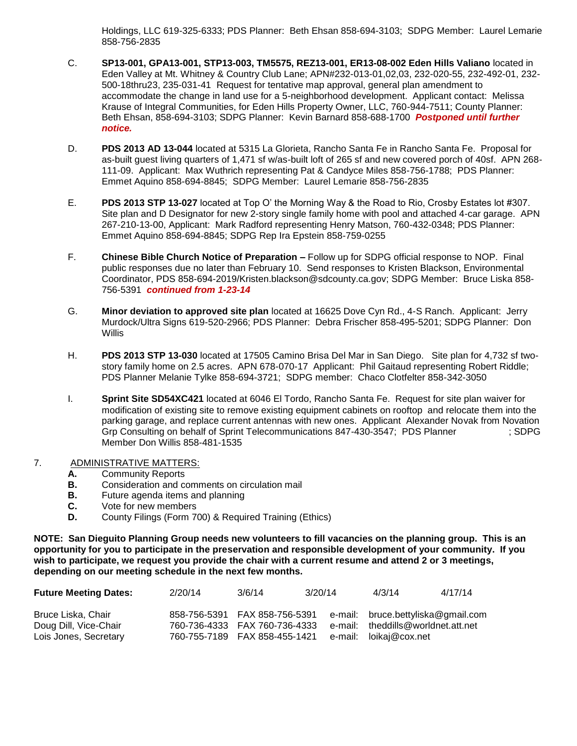Holdings, LLC 619-325-6333; PDS Planner: Beth Ehsan 858-694-3103; SDPG Member: Laurel Lemarie 858-756-2835

C. **SP13-001, GPA13-001, STP13-003, TM5575, REZ13-001, ER13-08-002 Eden Hills Valiano** located in Eden Valley at Mt. Whitney & Country Club Lane; APN#232-013-01,02,03, 232-020-55, 232-492-01, 232-500-18thru23, 235-031-41 Request for tentative map approval, general plan amendment to accommodate the change in land use for a 5-neighborhood development. Applicant contact: Melissa Krause of Integral Communities, for Eden Hills Property Owner, LLC, 760-944-7511; County Planner: Beth Ehsan, 858-694-3103; SDPG Planner: Kevin Barnard 858-688-1700 ***Postponed until further notice.***

D. **PDS 2013 AD 13-044** located at 5315 La Glorieta, Rancho Santa Fe in Rancho Santa Fe. Proposal for as-built guest living quarters of 1,471 sf w/as-built loft of 265 sf and new covered porch of 40sf. APN 268-111-09. Applicant: Max Wuthrich representing Pat & Candyce Miles 858-756-1788; PDS Planner: Emmet Aquino 858-694-8845; SDPG Member: Laurel Lemarie 858-756-2835

E. **PDS 2013 STP 13-027** located at Top O' the Morning Way & the Road to Rio, Crosby Estates lot #307. Site plan and D Designator for new 2-story single family home with pool and attached 4-car garage. APN 267-210-13-00, Applicant: Mark Radford representing Henry Matson, 760-432-0348; PDS Planner: Emmet Aquino 858-694-8845; SDPG Rep Ira Epstein 858-759-0255

F. **Chinese Bible Church Notice of Preparation –** Follow up for SDPG official response to NOP. Final public responses due no later than February 10. Send responses to Kristen Blackson, Environmental Coordinator, PDS 858-694-2019/Kristen.blackson@sdcounty.ca.gov; SDPG Member: Bruce Liska 858-756-5391 ***continued from 1-23-14***

G. **Minor deviation to approved site plan** located at 16625 Dove Cyn Rd., 4-S Ranch. Applicant: Jerry Murdock/Ultra Signs 619-520-2966; PDS Planner: Debra Frischer 858-495-5201; SDPG Planner: Don Willis

H. **PDS 2013 STP 13-030** located at 17505 Camino Brisa Del Mar in San Diego. Site plan for 4,732 sf two-story family home on 2.5 acres. APN 678-070-17 Applicant: Phil Gaitaud representing Robert Riddle; PDS Planner Melanie Tylke 858-694-3721; SDPG member: Chaco Clotfelter 858-342-3050

I. **Sprint Site SD54XC421** located at 6046 El Tordo, Rancho Santa Fe. Request for site plan waiver for modification of existing site to remove existing equipment cabinets on rooftop and relocate them into the parking garage, and replace current antennas with new ones. Applicant Alexander Novak from Novation Grp Consulting on behalf of Sprint Telecommunications 847-430-3547; PDS Planner ; SDPG Member Don Willis 858-481-1535

7. ADMINISTRATIVE MATTERS:
   **A.** Community Reports
   **B.** Consideration and comments on circulation mail
   **B.** Future agenda items and planning
   **C.** Vote for new members
   **D.** County Filings (Form 700) & Required Training (Ethics)

**NOTE: San Dieguito Planning Group needs new volunteers to fill vacancies on the planning group. This is an opportunity for you to participate in the preservation and responsible development of your community. If you wish to participate, we request you provide the chair with a current resume and attend 2 or 3 meetings, depending on our meeting schedule in the next few months.**

| | | | | | |
|---|---|---|---|---|---|
| **Future Meeting Dates:** | 2/20/14 | 3/6/14 | 3/20/14 | 4/3/14 | 4/17/14 |

| | | | | |
|---|---|---|---|---|
| Bruce Liska, Chair | 858-756-5391 | FAX 858-756-5391 | e-mail: | bruce.bettyliska@gmail.com |
| Doug Dill, Vice-Chair | 760-736-4333 | FAX 760-736-4333 | e-mail: | theddills@worldnet.att.net |
| Lois Jones, Secretary | 760-755-7189 | FAX 858-455-1421 | e-mail: | loikaj@cox.net |